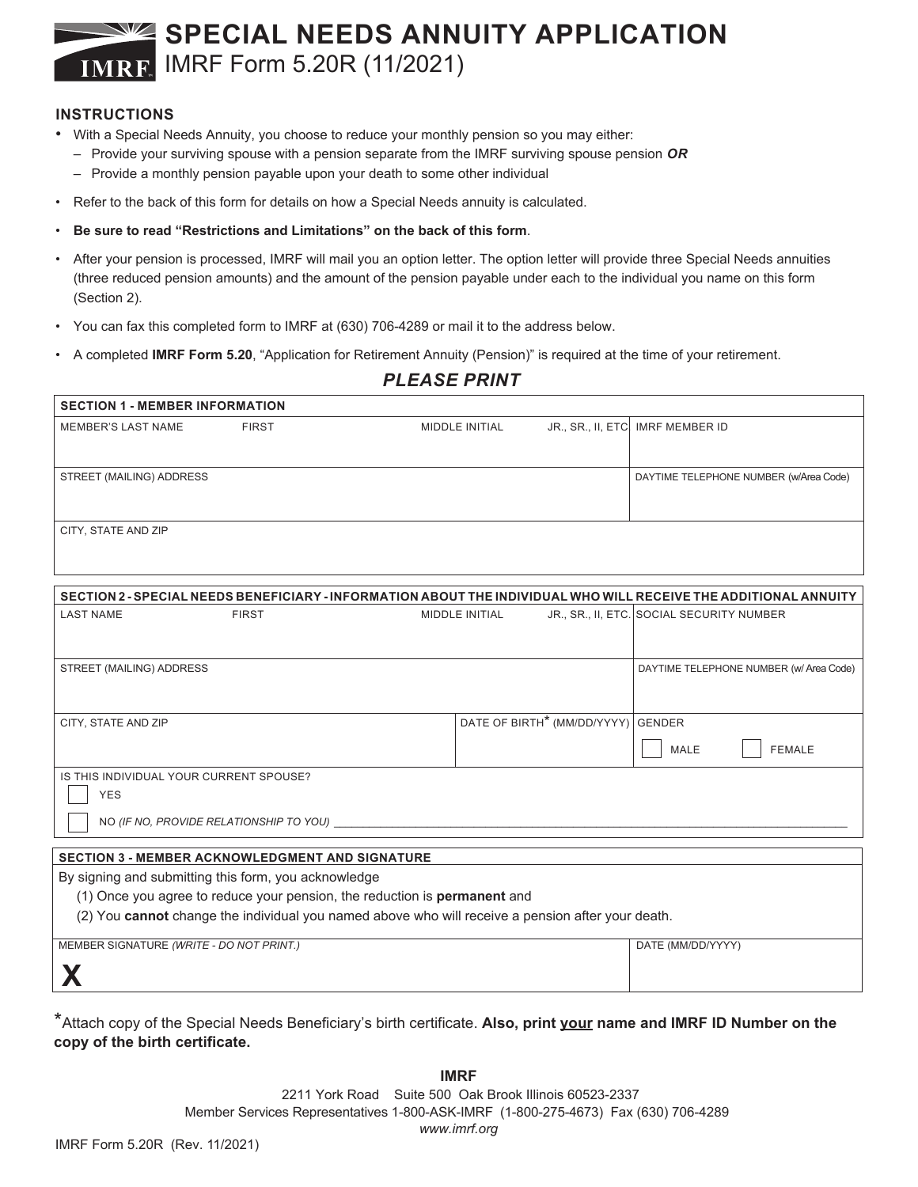# SPECIAL NEEDS ANNUITY APPLICATION

IMRF Form 5.20R (11/2021)

### INSTRUCTIONS

- With a Special Needs Annuity, you choose to reduce your monthly pension so you may either:
  - Provide your surviving spouse with a pension separate from the IMRF surviving spouse pension ***OR***
  - Provide a monthly pension payable upon your death to some other individual
- Refer to the back of this form for details on how a Special Needs annuity is calculated.
- **Be sure to read "Restrictions and Limitations" on the back of this form**.
- After your pension is processed, IMRF will mail you an option letter. The option letter will provide three Special Needs annuities (three reduced pension amounts) and the amount of the pension payable under each to the individual you name on this form (Section 2).
- You can fax this completed form to IMRF at (630) 706-4289 or mail it to the address below.
- A completed **IMRF Form 5.20**, "Application for Retirement Annuity (Pension)" is required at the time of your retirement.

***PLEASE PRINT***

| SECTION 1 - MEMBER INFORMATION | | | | |
|---|---|---|---|---|
| MEMBER'S LAST NAME | FIRST | MIDDLE INITIAL | JR., SR., II, ETC | IMRF MEMBER ID |
| STREET (MAILING) ADDRESS | | | | DAYTIME TELEPHONE NUMBER (w/Area Code) |
| CITY, STATE AND ZIP | | | | |

| SECTION 2 - SPECIAL NEEDS BENEFICIARY - INFORMATION ABOUT THE INDIVIDUAL WHO WILL RECEIVE THE ADDITIONAL ANNUITY | | | | |
|---|---|---|---|---|
| LAST NAME | FIRST | MIDDLE INITIAL | JR., SR., II, ETC. | SOCIAL SECURITY NUMBER |
| STREET (MAILING) ADDRESS | | | | DAYTIME TELEPHONE NUMBER (w/ Area Code) |
| CITY, STATE AND ZIP | | DATE OF BIRTH* (MM/DD/YYYY) | | GENDER ☐ MALE ☐ FEMALE |

IS THIS INDIVIDUAL YOUR CURRENT SPOUSE?

☐ YES

☐ NO *(IF NO, PROVIDE RELATIONSHIP TO YOU)* ______________________________

**SECTION 3 - MEMBER ACKNOWLEDGMENT AND SIGNATURE**

By signing and submitting this form, you acknowledge

(1) Once you agree to reduce your pension, the reduction is **permanent** and

(2) You **cannot** change the individual you named above who will receive a pension after your death.

| MEMBER SIGNATURE *(WRITE - DO NOT PRINT.)* | DATE (MM/DD/YYYY) |
|---|---|
| **X** | |

*Attach copy of the Special Needs Beneficiary's birth certificate. **Also, print your name and IMRF ID Number on the copy of the birth certificate.**

**IMRF**

2211 York Road Suite 500 Oak Brook Illinois 60523-2337

Member Services Representatives 1-800-ASK-IMRF (1-800-275-4673) Fax (630) 706-4289

*www.imrf.org*

IMRF Form 5.20R (Rev. 11/2021)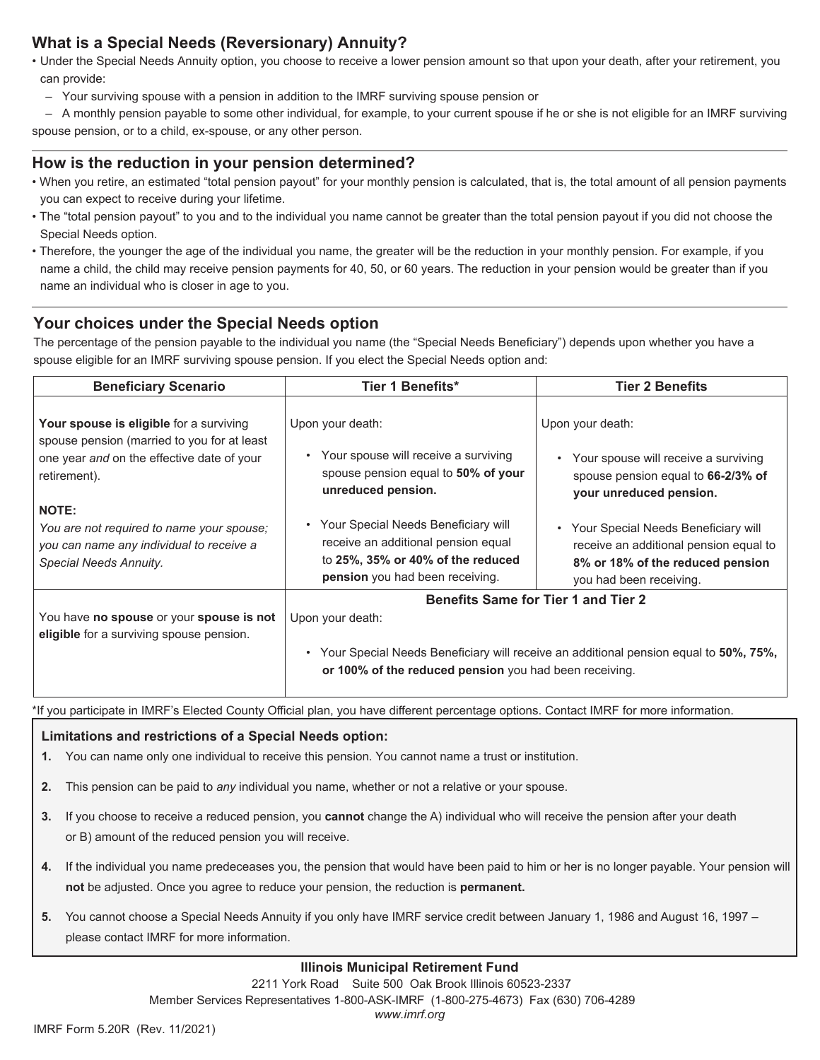## What is a Special Needs (Reversionary) Annuity?

- Under the Special Needs Annuity option, you choose to receive a lower pension amount so that upon your death, after your retirement, you can provide:
  - Your surviving spouse with a pension in addition to the IMRF surviving spouse pension or
  - A monthly pension payable to some other individual, for example, to your current spouse if he or she is not eligible for an IMRF surviving spouse pension, or to a child, ex-spouse, or any other person.

## How is the reduction in your pension determined?

- When you retire, an estimated "total pension payout" for your monthly pension is calculated, that is, the total amount of all pension payments you can expect to receive during your lifetime.
- The "total pension payout" to you and to the individual you name cannot be greater than the total pension payout if you did not choose the Special Needs option.
- Therefore, the younger the age of the individual you name, the greater will be the reduction in your monthly pension. For example, if you name a child, the child may receive pension payments for 40, 50, or 60 years. The reduction in your pension would be greater than if you name an individual who is closer in age to you.

## Your choices under the Special Needs option

The percentage of the pension payable to the individual you name (the "Special Needs Beneficiary") depends upon whether you have a spouse eligible for an IMRF surviving spouse pension. If you elect the Special Needs option and:

| Beneficiary Scenario | Tier 1 Benefits* | Tier 2 Benefits |
|---|---|---|
| **Your spouse is eligible** for a surviving spouse pension (married to you for at least one year *and* on the effective date of your retirement).<br><br>**NOTE:**<br>*You are not required to name your spouse; you can name any individual to receive a Special Needs Annuity.* | Upon your death:<br><br>• Your spouse will receive a surviving spouse pension equal to **50% of your unreduced pension.**<br><br>• Your Special Needs Beneficiary will receive an additional pension equal to **25%, 35% or 40% of the reduced pension** you had been receiving. | Upon your death:<br><br>• Your spouse will receive a surviving spouse pension equal to **66-2/3% of your unreduced pension.**<br><br>• Your Special Needs Beneficiary will receive an additional pension equal to **8% or 18% of the reduced pension** you had been receiving. |
| You have **no spouse** or your **spouse is not eligible** for a surviving spouse pension. | **Benefits Same for Tier 1 and Tier 2**<br><br>Upon your death:<br><br>• Your Special Needs Beneficiary will receive an additional pension equal to **50%, 75%, or 100% of the reduced pension** you had been receiving. | |

*If you participate in IMRF's Elected County Official plan, you have different percentage options. Contact IMRF for more information.

**Limitations and restrictions of a Special Needs option:**

1. You can name only one individual to receive this pension. You cannot name a trust or institution.
2. This pension can be paid to *any* individual you name, whether or not a relative or your spouse.
3. If you choose to receive a reduced pension, you **cannot** change the A) individual who will receive the pension after your death or B) amount of the reduced pension you will receive.
4. If the individual you name predeceases you, the pension that would have been paid to him or her is no longer payable. Your pension will **not** be adjusted. Once you agree to reduce your pension, the reduction is **permanent.**
5. You cannot choose a Special Needs Annuity if you only have IMRF service credit between January 1, 1986 and August 16, 1997 – please contact IMRF for more information.

**Illinois Municipal Retirement Fund**

2211 York Road Suite 500 Oak Brook Illinois 60523-2337

Member Services Representatives 1-800-ASK-IMRF (1-800-275-4673) Fax (630) 706-4289

*www.imrf.org*

IMRF Form 5.20R (Rev. 11/2021)